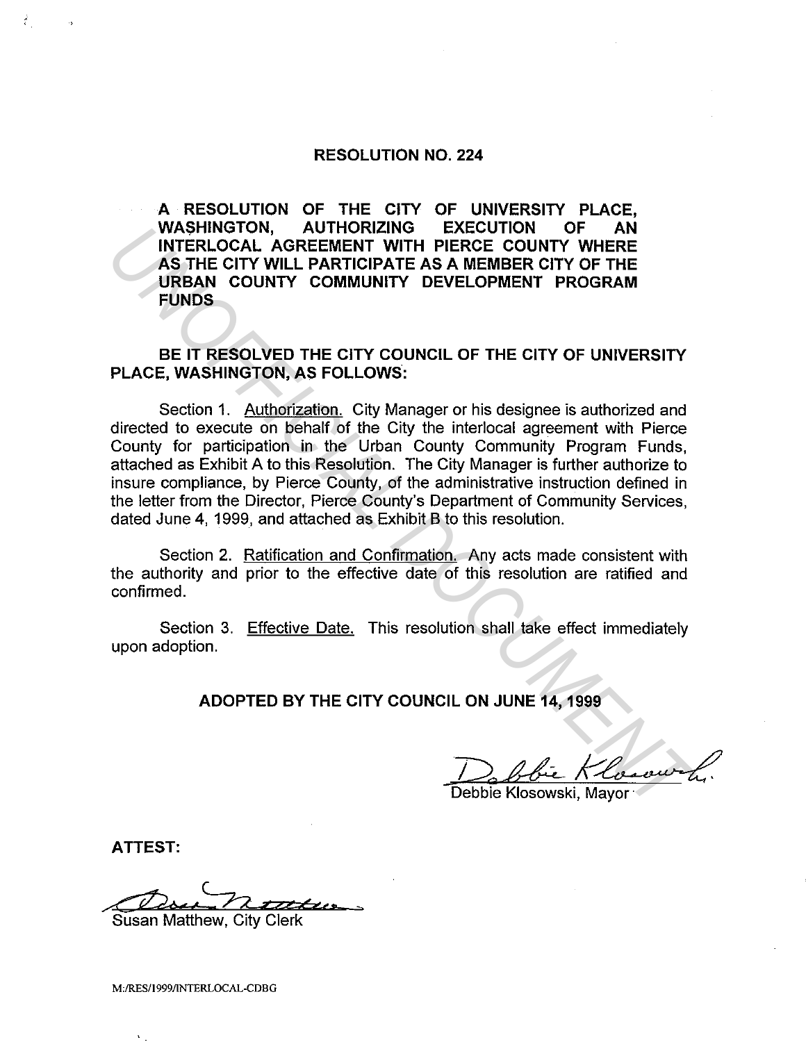# RESOLUTION NO. 224

**A RESOLUTION OF THE CITY OF UNIVERSITY PLACE, WASHINGTON, AUTHORIZING EXECUTION OF AN INTERLOCAL AGREEMENT WITH PIERCE COUNTY WHERE AS THE CITY WILL PARTICIPATE AS A MEMBER CITY OF THE URBAN COUNTY COMMUNITY DEVELOPMENT PROGRAM FUNDS**

**BE IT RESOLVED THE CITY COUNCIL OF THE CITY OF UNIVERSITY PLACE, WASHINGTON, AS FOLLOWS:**

Section 1. Authorization. City Manager or his designee is authorized and directed to execute on behalf of the City the interlocal agreement with Pierce County for participation in the Urban County Community Program Funds, attached as Exhibit A to this Resolution. The City Manager is further authorize to insure compliance, by Pierce County, of the administrative instruction defined in the letter from the Director, Pierce County's Department of Community Services, dated June 4, 1999, and attached as Exhibit B to this resolution.

Section 2. Ratification and Confirmation. Any acts made consistent with the authority and prior to the effective date of this resolution are ratified and confirmed.

Section 3. Effective Date. This resolution shall take effect immediately upon adoption.

**ADOPTED BY THE CITY COUNCIL ON JUNE 14, 1999**

Debbie Klosowski, Mayor

**ATTEST:**

Susan Matthew, City Clerk

M:/RES/1999/INTERLOCAL-CDBG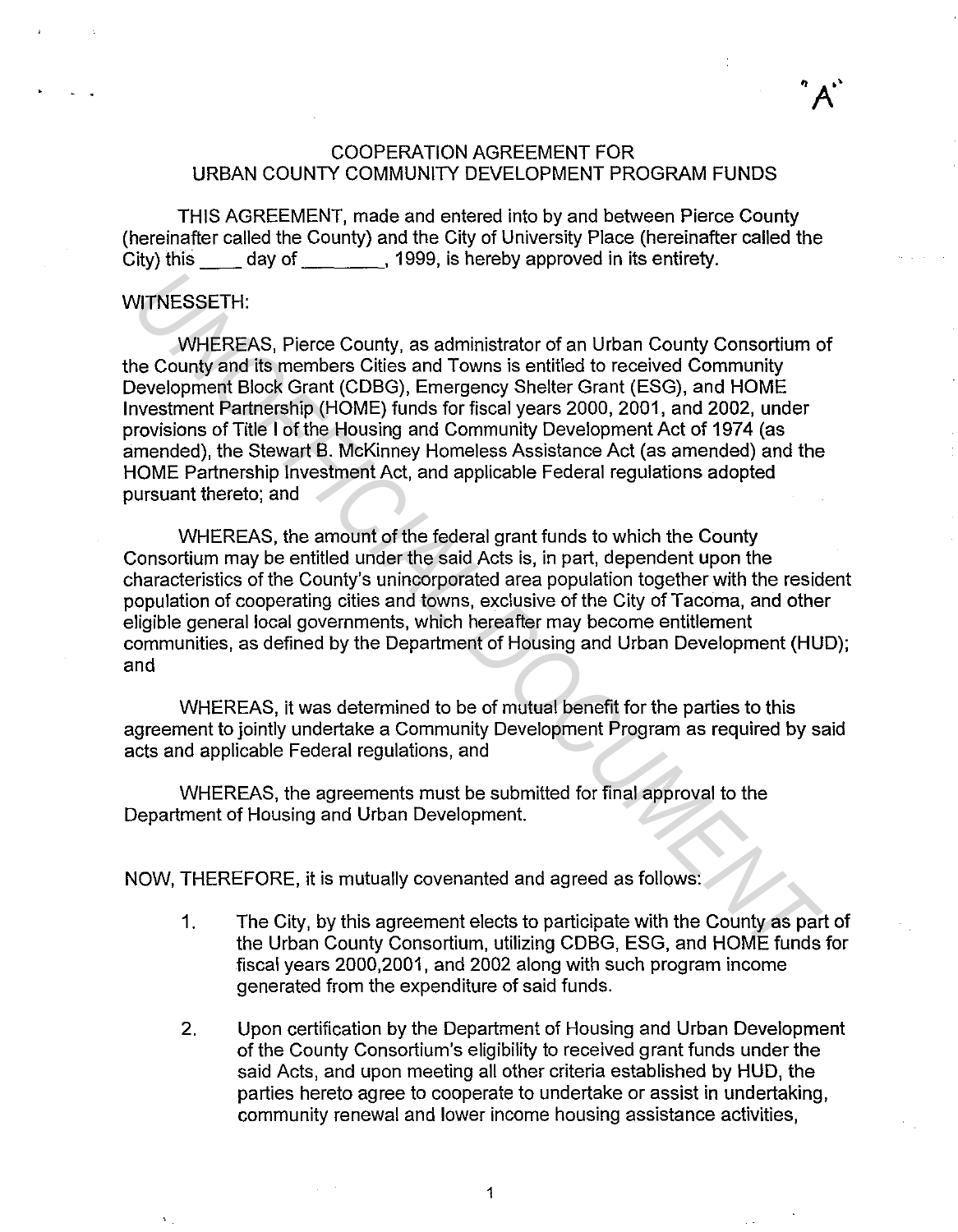"A"

COOPERATION AGREEMENT FOR
URBAN COUNTY COMMUNITY DEVELOPMENT PROGRAM FUNDS

THIS AGREEMENT, made and entered into by and between Pierce County (hereinafter called the County) and the City of University Place (hereinafter called the City) this ____ day of ________, 1999, is hereby approved in its entirety.

WITNESSETH:

WHEREAS, Pierce County, as administrator of an Urban County Consortium of the County and its members Cities and Towns is entitled to received Community Development Block Grant (CDBG), Emergency Shelter Grant (ESG), and HOME Investment Partnership (HOME) funds for fiscal years 2000, 2001, and 2002, under provisions of Title I of the Housing and Community Development Act of 1974 (as amended), the Stewart B. McKinney Homeless Assistance Act (as amended) and the HOME Partnership Investment Act, and applicable Federal regulations adopted pursuant thereto; and

WHEREAS, the amount of the federal grant funds to which the County Consortium may be entitled under the said Acts is, in part, dependent upon the characteristics of the County's unincorporated area population together with the resident population of cooperating cities and towns, exclusive of the City of Tacoma, and other eligible general local governments, which hereafter may become entitlement communities, as defined by the Department of Housing and Urban Development (HUD); and

WHEREAS, it was determined to be of mutual benefit for the parties to this agreement to jointly undertake a Community Development Program as required by said acts and applicable Federal regulations, and

WHEREAS, the agreements must be submitted for final approval to the Department of Housing and Urban Development.

NOW, THEREFORE, it is mutually covenanted and agreed as follows:

1. The City, by this agreement elects to participate with the County as part of the Urban County Consortium, utilizing CDBG, ESG, and HOME funds for fiscal years 2000,2001, and 2002 along with such program income generated from the expenditure of said funds.

2. Upon certification by the Department of Housing and Urban Development of the County Consortium's eligibility to received grant funds under the said Acts, and upon meeting all other criteria established by HUD, the parties hereto agree to cooperate to undertake or assist in undertaking, community renewal and lower income housing assistance activities,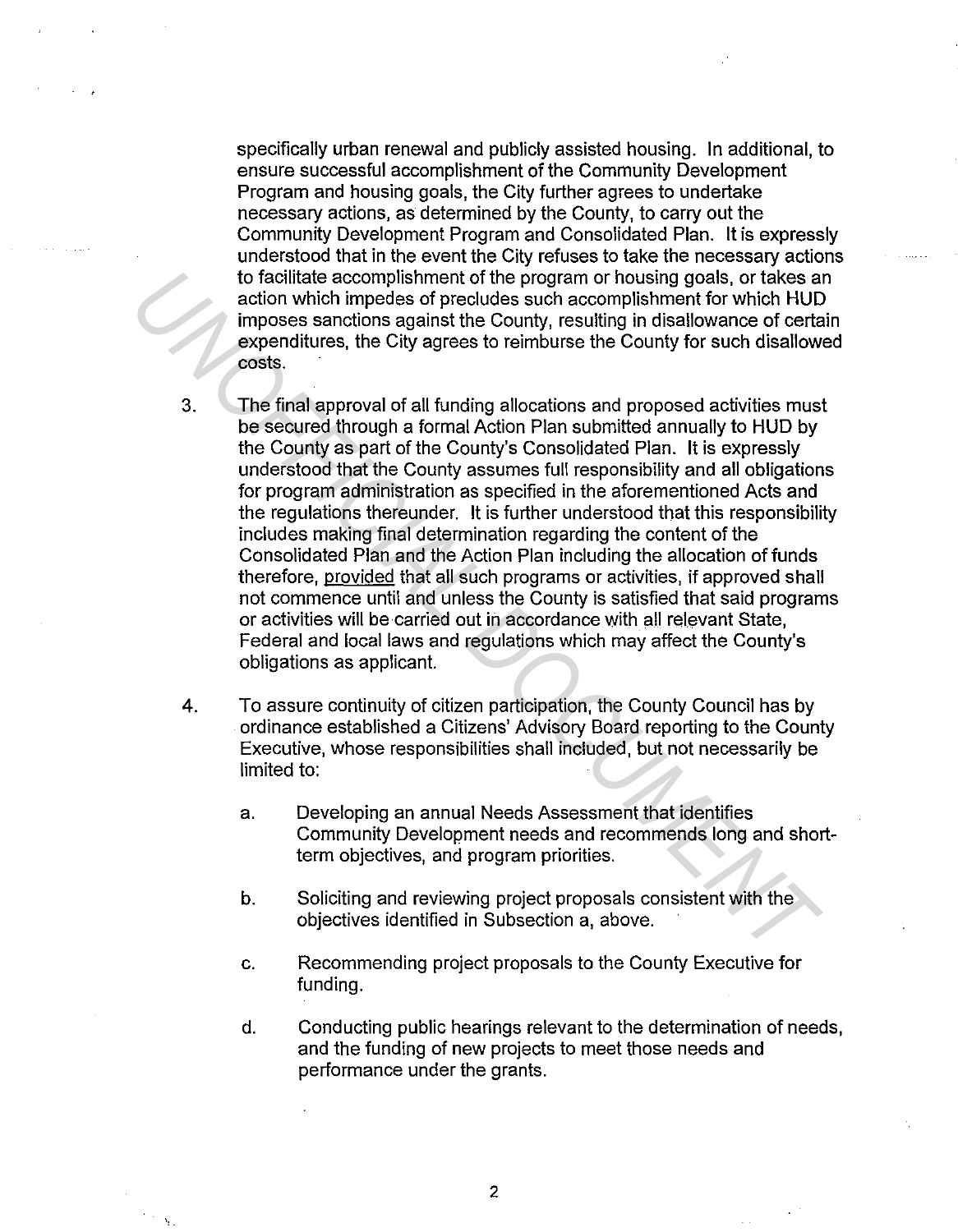specifically urban renewal and publicly assisted housing. In additional, to ensure successful accomplishment of the Community Development Program and housing goals, the City further agrees to undertake necessary actions, as determined by the County, to carry out the Community Development Program and Consolidated Plan. It is expressly understood that in the event the City refuses to take the necessary actions to facilitate accomplishment of the program or housing goals, or takes an action which impedes of precludes such accomplishment for which HUD imposes sanctions against the County, resulting in disallowance of certain expenditures, the City agrees to reimburse the County for such disallowed costs.

3. The final approval of all funding allocations and proposed activities must be secured through a formal Action Plan submitted annually to HUD by the County as part of the County's Consolidated Plan. It is expressly understood that the County assumes full responsibility and all obligations for program administration as specified in the aforementioned Acts and the regulations thereunder. It is further understood that this responsibility includes making final determination regarding the content of the Consolidated Plan and the Action Plan including the allocation of funds therefore, provided that all such programs or activities, if approved shall not commence until and unless the County is satisfied that said programs or activities will be carried out in accordance with all relevant State, Federal and local laws and regulations which may affect the County's obligations as applicant.

4. To assure continuity of citizen participation, the County Council has by ordinance established a Citizens' Advisory Board reporting to the County Executive, whose responsibilities shall included, but not necessarily be limited to:

   a. Developing an annual Needs Assessment that identifies Community Development needs and recommends long and short-term objectives, and program priorities.

   b. Soliciting and reviewing project proposals consistent with the objectives identified in Subsection a, above.

   c. Recommending project proposals to the County Executive for funding.

   d. Conducting public hearings relevant to the determination of needs, and the funding of new projects to meet those needs and performance under the grants.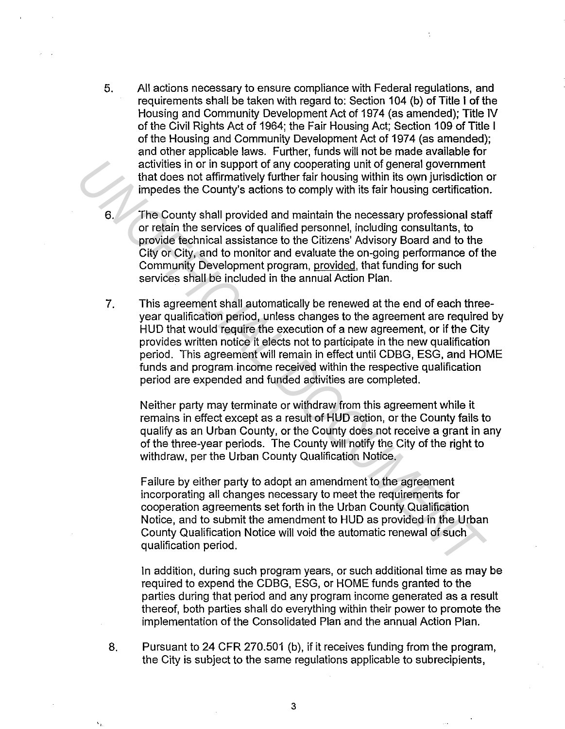5. All actions necessary to ensure compliance with Federal regulations, and requirements shall be taken with regard to: Section 104 (b) of Title I of the Housing and Community Development Act of 1974 (as amended); Title IV of the Civil Rights Act of 1964; the Fair Housing Act; Section 109 of Title I of the Housing and Community Development Act of 1974 (as amended); and other applicable laws. Further, funds will not be made available for activities in or in support of any cooperating unit of general government that does not affirmatively further fair housing within its own jurisdiction or impedes the County's actions to comply with its fair housing certification.

6. The County shall provided and maintain the necessary professional staff or retain the services of qualified personnel, including consultants, to provide technical assistance to the Citizens' Advisory Board and to the City or City, and to monitor and evaluate the on-going performance of the Community Development program, provided, that funding for such services shall be included in the annual Action Plan.

7. This agreement shall automatically be renewed at the end of each three-year qualification period, unless changes to the agreement are required by HUD that would require the execution of a new agreement, or if the City provides written notice it elects not to participate in the new qualification period. This agreement will remain in effect until CDBG, ESG, and HOME funds and program income received within the respective qualification period are expended and funded activities are completed.

   Neither party may terminate or withdraw from this agreement while it remains in effect except as a result of HUD action, or the County fails to qualify as an Urban County, or the County does not receive a grant in any of the three-year periods. The County will notify the City of the right to withdraw, per the Urban County Qualification Notice.

   Failure by either party to adopt an amendment to the agreement incorporating all changes necessary to meet the requirements for cooperation agreements set forth in the Urban County Qualification Notice, and to submit the amendment to HUD as provided in the Urban County Qualification Notice will void the automatic renewal of such qualification period.

   In addition, during such program years, or such additional time as may be required to expend the CDBG, ESG, or HOME funds granted to the parties during that period and any program income generated as a result thereof, both parties shall do everything within their power to promote the implementation of the Consolidated Plan and the annual Action Plan.

8. Pursuant to 24 CFR 270.501 (b), if it receives funding from the program, the City is subject to the same regulations applicable to subrecipients,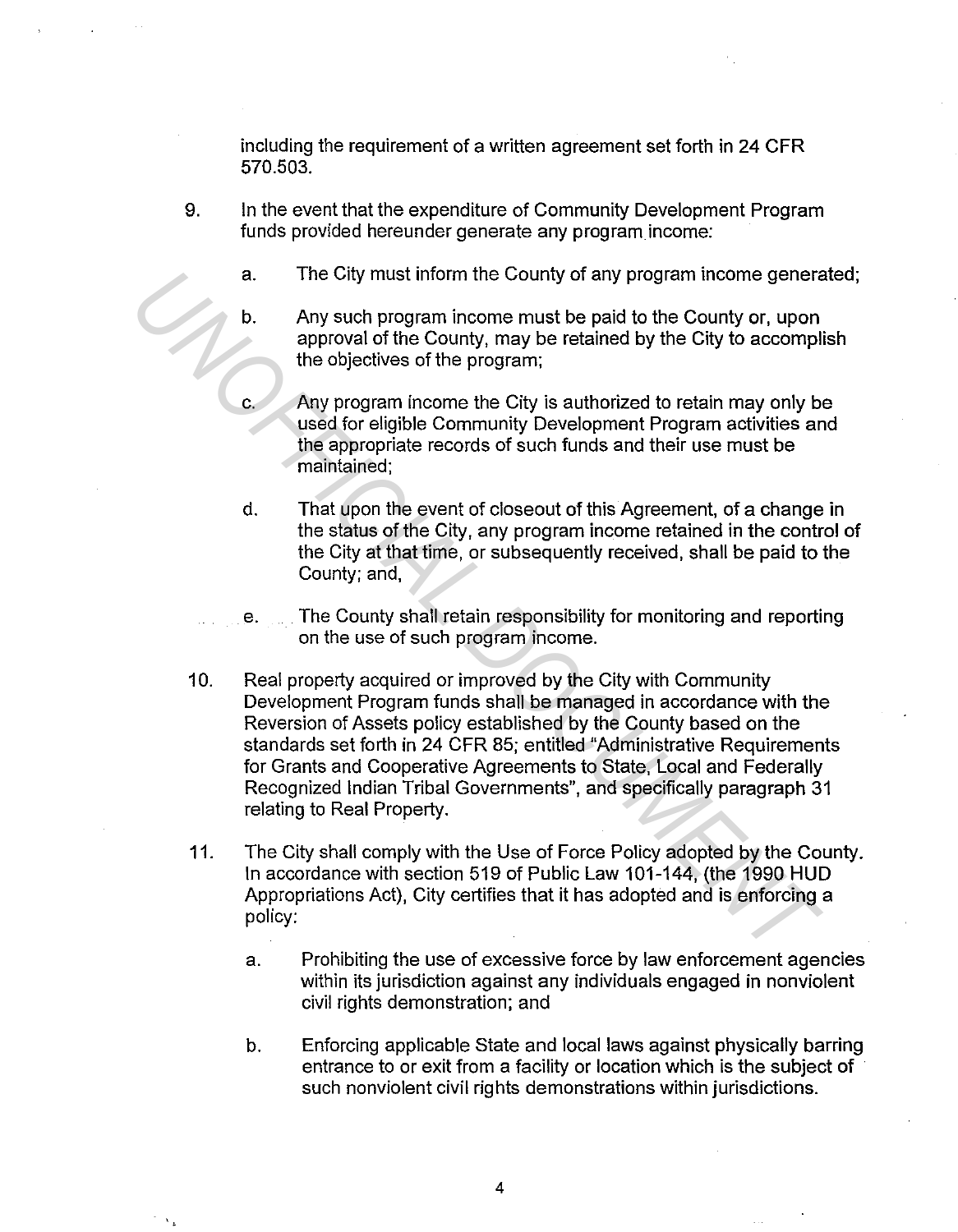including the requirement of a written agreement set forth in 24 CFR 570.503.

9. In the event that the expenditure of Community Development Program funds provided hereunder generate any program income:

   a. The City must inform the County of any program income generated;

   b. Any such program income must be paid to the County or, upon approval of the County, may be retained by the City to accomplish the objectives of the program;

   c. Any program income the City is authorized to retain may only be used for eligible Community Development Program activities and the appropriate records of such funds and their use must be maintained;

   d. That upon the event of closeout of this Agreement, of a change in the status of the City, any program income retained in the control of the City at that time, or subsequently received, shall be paid to the County; and,

   e. The County shall retain responsibility for monitoring and reporting on the use of such program income.

10. Real property acquired or improved by the City with Community Development Program funds shall be managed in accordance with the Reversion of Assets policy established by the County based on the standards set forth in 24 CFR 85; entitled "Administrative Requirements for Grants and Cooperative Agreements to State, Local and Federally Recognized Indian Tribal Governments", and specifically paragraph 31 relating to Real Property.

11. The City shall comply with the Use of Force Policy adopted by the County. In accordance with section 519 of Public Law 101-144, (the 1990 HUD Appropriations Act), City certifies that it has adopted and is enforcing a policy:

   a. Prohibiting the use of excessive force by law enforcement agencies within its jurisdiction against any individuals engaged in nonviolent civil rights demonstration; and

   b. Enforcing applicable State and local laws against physically barring entrance to or exit from a facility or location which is the subject of such nonviolent civil rights demonstrations within jurisdictions.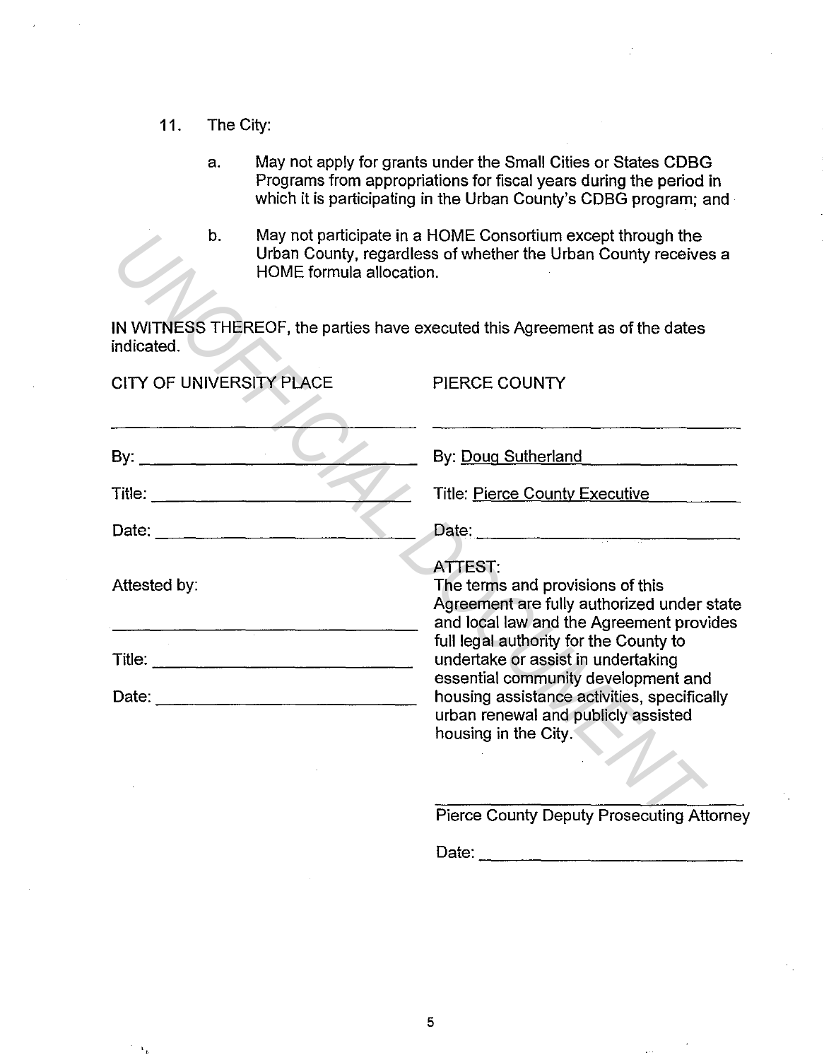11. The City:

    a. May not apply for grants under the Small Cities or States CDBG Programs from appropriations for fiscal years during the period in which it is participating in the Urban County's CDBG program; and

    b. May not participate in a HOME Consortium except through the Urban County, regardless of whether the Urban County receives a HOME formula allocation.

IN WITNESS THEREOF, the parties have executed this Agreement as of the dates indicated.

| CITY OF UNIVERSITY PLACE | PIERCE COUNTY |
| --- | --- |
| \_\_\_\_\_\_\_\_\_\_\_\_\_\_\_\_\_\_\_\_\_\_\_\_ | \_\_\_\_\_\_\_\_\_\_\_\_\_\_\_\_\_\_\_\_\_\_\_\_ |
| By: \_\_\_\_\_\_\_\_\_\_\_\_\_\_\_\_\_\_\_\_\_\_\_\_ | By: Doug Sutherland |
| Title: \_\_\_\_\_\_\_\_\_\_\_\_\_\_\_\_\_\_\_\_\_\_\_\_ | Title: Pierce County Executive |
| Date: \_\_\_\_\_\_\_\_\_\_\_\_\_\_\_\_\_\_\_\_\_\_\_\_ | Date: \_\_\_\_\_\_\_\_\_\_\_\_\_\_\_\_\_\_\_\_\_\_\_\_ |

Attested by:

\_\_\_\_\_\_\_\_\_\_\_\_\_\_\_\_\_\_\_\_\_\_\_\_

Title: \_\_\_\_\_\_\_\_\_\_\_\_\_\_\_\_\_\_\_\_\_\_\_\_

Date: \_\_\_\_\_\_\_\_\_\_\_\_\_\_\_\_\_\_\_\_\_\_\_\_

ATTEST:
The terms and provisions of this Agreement are fully authorized under state and local law and the Agreement provides full legal authority for the County to undertake or assist in undertaking essential community development and housing assistance activities, specifically urban renewal and publicly assisted housing in the City.

\_\_\_\_\_\_\_\_\_\_\_\_\_\_\_\_\_\_\_\_\_\_\_\_

Pierce County Deputy Prosecuting Attorney

Date: \_\_\_\_\_\_\_\_\_\_\_\_\_\_\_\_\_\_\_\_\_\_\_\_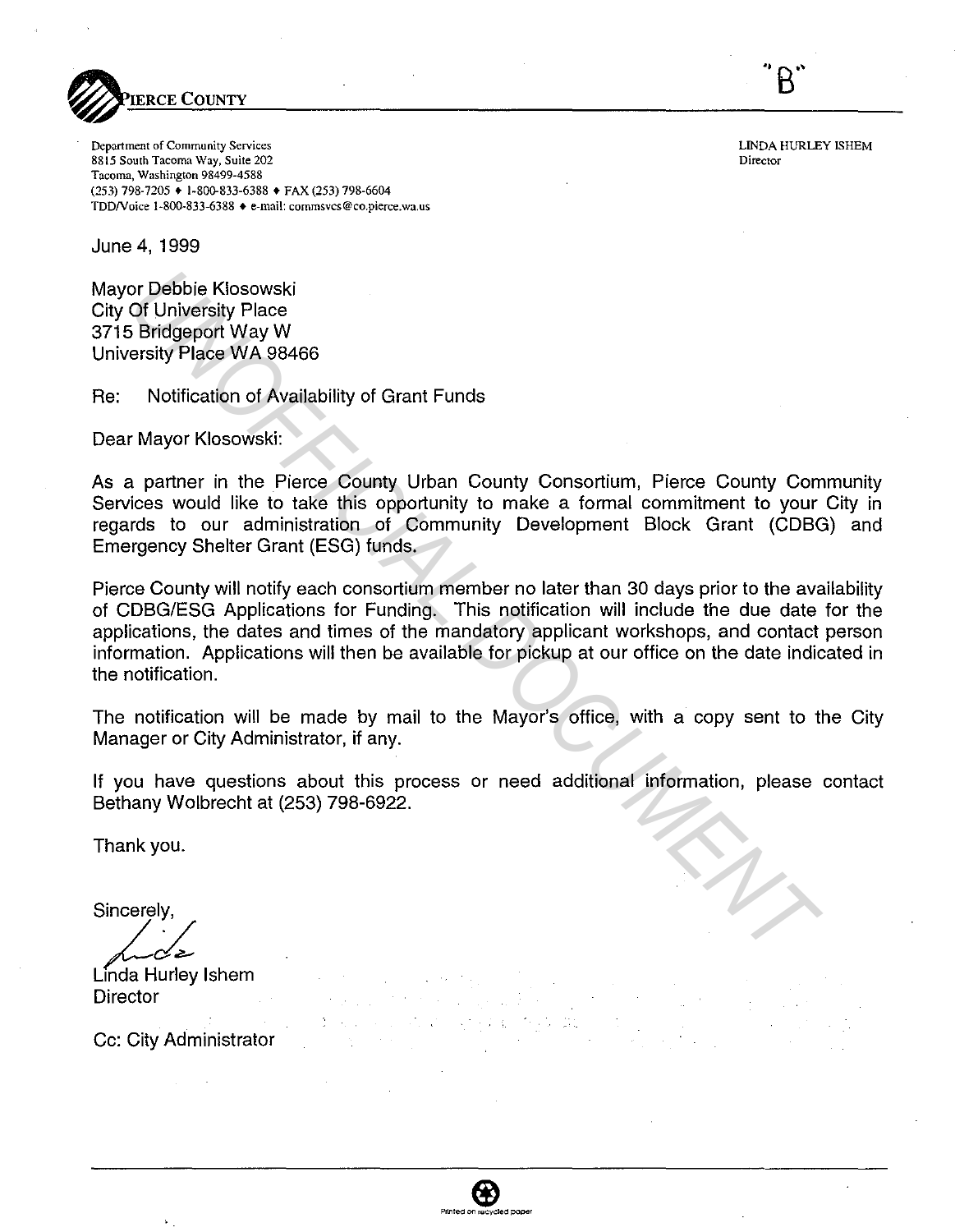"B"

**PIERCE COUNTY**

Department of Community Services
8815 South Tacoma Way, Suite 202
Tacoma, Washington 98499-4588
(253) 798-7205 ♦ 1-800-833-6388 ♦ FAX (253) 798-6604
TDD/Voice 1-800-833-6388 ♦ e-mail: commsvcs@co.pierce.wa.us

LINDA HURLEY ISHEM
Director

June 4, 1999

Mayor Debbie Klosowski
City Of University Place
3715 Bridgeport Way W
University Place WA 98466

Re: Notification of Availability of Grant Funds

Dear Mayor Klosowski:

As a partner in the Pierce County Urban County Consortium, Pierce County Community Services would like to take this opportunity to make a formal commitment to your City in regards to our administration of Community Development Block Grant (CDBG) and Emergency Shelter Grant (ESG) funds.

Pierce County will notify each consortium member no later than 30 days prior to the availability of CDBG/ESG Applications for Funding. This notification will include the due date for the applications, the dates and times of the mandatory applicant workshops, and contact person information. Applications will then be available for pickup at our office on the date indicated in the notification.

The notification will be made by mail to the Mayor's office, with a copy sent to the City Manager or City Administrator, if any.

If you have questions about this process or need additional information, please contact Bethany Wolbrecht at (253) 798-6922.

Thank you.

Sincerely,

Linda Hurley Ishem
Director

Cc: City Administrator

UNOFFICIAL DOCUMENT